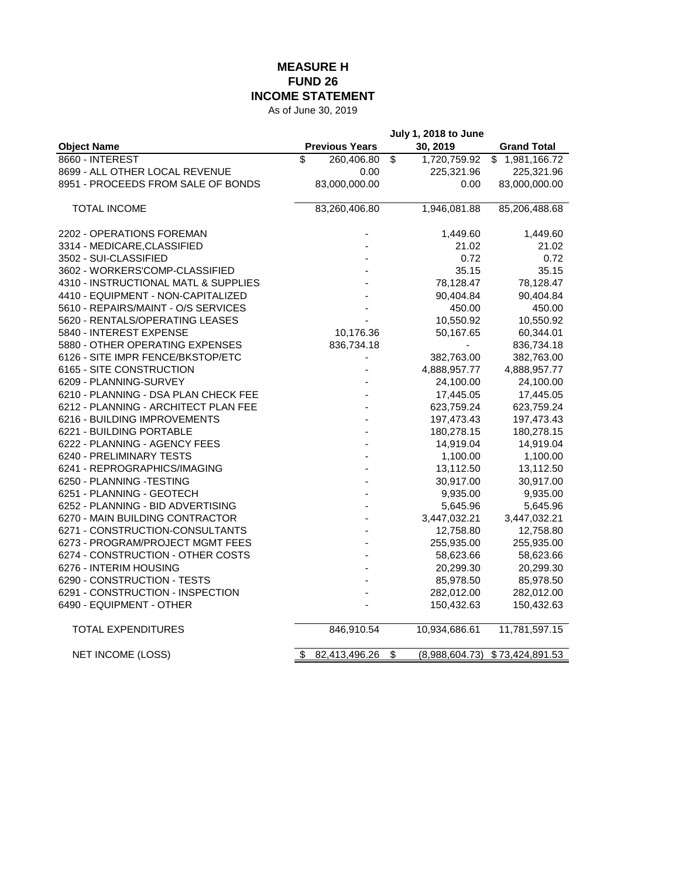# MEASURE H
# FUND 26
# INCOME STATEMENT

As of June 30, 2019

| Object Name | Previous Years | July 1, 2018 to June 30, 2019 | Grand Total |
|---|---|---|---|
| 8660 - INTEREST | $ 260,406.80 | $ 1,720,759.92 | $ 1,981,166.72 |
| 8699 - ALL OTHER LOCAL REVENUE | 0.00 | 225,321.96 | 225,321.96 |
| 8951 - PROCEEDS FROM SALE OF BONDS | 83,000,000.00 | 0.00 | 83,000,000.00 |
| TOTAL INCOME | 83,260,406.80 | 1,946,081.88 | 85,206,488.68 |
| 2202 - OPERATIONS FOREMAN | - | 1,449.60 | 1,449.60 |
| 3314 - MEDICARE,CLASSIFIED | - | 21.02 | 21.02 |
| 3502 - SUI-CLASSIFIED | - | 0.72 | 0.72 |
| 3602 - WORKERS'COMP-CLASSIFIED | - | 35.15 | 35.15 |
| 4310 - INSTRUCTIONAL MATL & SUPPLIES | - | 78,128.47 | 78,128.47 |
| 4410 - EQUIPMENT - NON-CAPITALIZED | - | 90,404.84 | 90,404.84 |
| 5610 - REPAIRS/MAINT - O/S SERVICES | - | 450.00 | 450.00 |
| 5620 - RENTALS/OPERATING LEASES | - | 10,550.92 | 10,550.92 |
| 5840 - INTEREST EXPENSE | 10,176.36 | 50,167.65 | 60,344.01 |
| 5880 - OTHER OPERATING EXPENSES | 836,734.18 | - | 836,734.18 |
| 6126 - SITE IMPR FENCE/BKSTOP/ETC | - | 382,763.00 | 382,763.00 |
| 6165 - SITE CONSTRUCTION | - | 4,888,957.77 | 4,888,957.77 |
| 6209 - PLANNING-SURVEY | - | 24,100.00 | 24,100.00 |
| 6210 - PLANNING - DSA PLAN CHECK FEE | - | 17,445.05 | 17,445.05 |
| 6212 - PLANNING - ARCHITECT PLAN FEE | - | 623,759.24 | 623,759.24 |
| 6216 - BUILDING IMPROVEMENTS | - | 197,473.43 | 197,473.43 |
| 6221 - BUILDING PORTABLE | - | 180,278.15 | 180,278.15 |
| 6222 - PLANNING - AGENCY FEES | - | 14,919.04 | 14,919.04 |
| 6240 - PRELIMINARY TESTS | - | 1,100.00 | 1,100.00 |
| 6241 - REPROGRAPHICS/IMAGING | - | 13,112.50 | 13,112.50 |
| 6250 - PLANNING -TESTING | - | 30,917.00 | 30,917.00 |
| 6251 - PLANNING - GEOTECH | - | 9,935.00 | 9,935.00 |
| 6252 - PLANNING - BID ADVERTISING | - | 5,645.96 | 5,645.96 |
| 6270 - MAIN BUILDING CONTRACTOR | - | 3,447,032.21 | 3,447,032.21 |
| 6271 - CONSTRUCTION-CONSULTANTS | - | 12,758.80 | 12,758.80 |
| 6273 - PROGRAM/PROJECT MGMT FEES | - | 255,935.00 | 255,935.00 |
| 6274 - CONSTRUCTION - OTHER COSTS | - | 58,623.66 | 58,623.66 |
| 6276 - INTERIM HOUSING | - | 20,299.30 | 20,299.30 |
| 6290 - CONSTRUCTION - TESTS | - | 85,978.50 | 85,978.50 |
| 6291 - CONSTRUCTION - INSPECTION | - | 282,012.00 | 282,012.00 |
| 6490 - EQUIPMENT - OTHER | - | 150,432.63 | 150,432.63 |
| TOTAL EXPENDITURES | 846,910.54 | 10,934,686.61 | 11,781,597.15 |
| NET INCOME (LOSS) | $ 82,413,496.26 | $ (8,988,604.73) | $ 73,424,891.53 |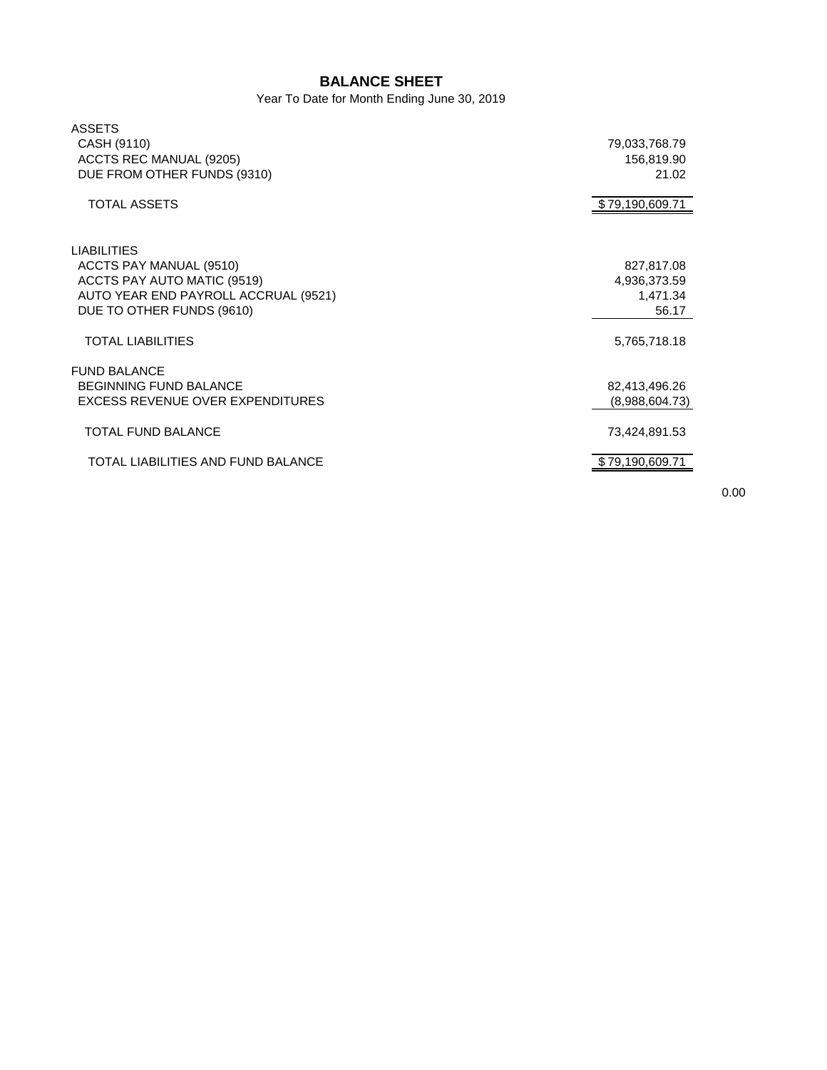# BALANCE SHEET

Year To Date for Month Ending June 30, 2019

| | |
|---|---|
| ASSETS | |
| CASH (9110) | 79,033,768.79 |
| ACCTS REC MANUAL (9205) | 156,819.90 |
| DUE FROM OTHER FUNDS (9310) | 21.02 |
| TOTAL ASSETS | $79,190,609.71 |
| | |
| LIABILITIES | |
| ACCTS PAY MANUAL (9510) | 827,817.08 |
| ACCTS PAY AUTO MATIC (9519) | 4,936,373.59 |
| AUTO YEAR END PAYROLL ACCRUAL (9521) | 1,471.34 |
| DUE TO OTHER FUNDS (9610) | 56.17 |
| TOTAL LIABILITIES | 5,765,718.18 |
| | |
| FUND BALANCE | |
| BEGINNING FUND BALANCE | 82,413,496.26 |
| EXCESS REVENUE OVER EXPENDITURES | (8,988,604.73) |
| TOTAL FUND BALANCE | 73,424,891.53 |
| | |
| TOTAL LIABILITIES AND FUND BALANCE | $79,190,609.71 |

0.00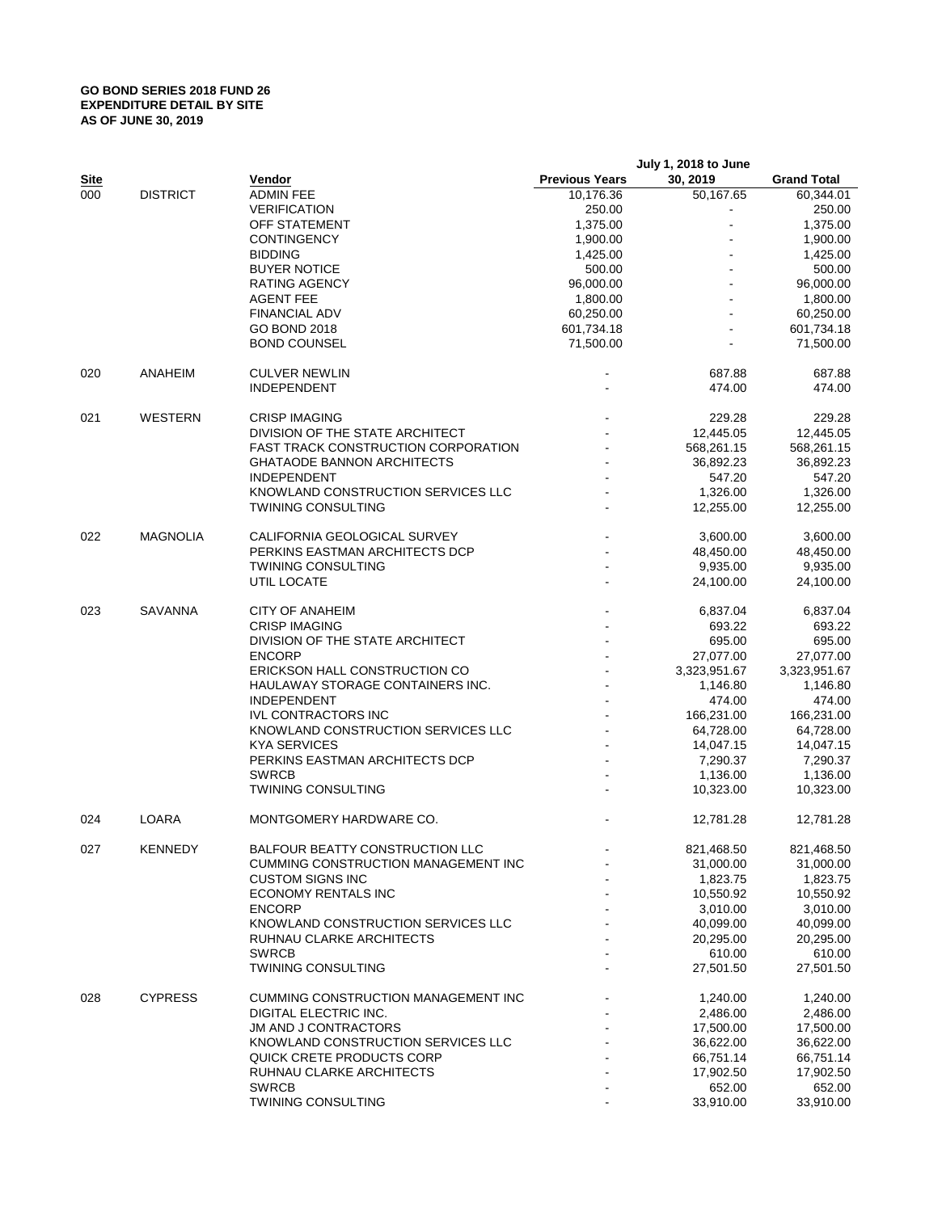**GO BOND SERIES 2018 FUND 26**
**EXPENDITURE DETAIL BY SITE**
**AS OF JUNE 30, 2019**

| Site | | Vendor | Previous Years | July 1, 2018 to June 30, 2019 | Grand Total |
|---|---|---|---|---|---|
| 000 | DISTRICT | ADMIN FEE | 10,176.36 | 50,167.65 | 60,344.01 |
| | | VERIFICATION | 250.00 | - | 250.00 |
| | | OFF STATEMENT | 1,375.00 | - | 1,375.00 |
| | | CONTINGENCY | 1,900.00 | - | 1,900.00 |
| | | BIDDING | 1,425.00 | - | 1,425.00 |
| | | BUYER NOTICE | 500.00 | - | 500.00 |
| | | RATING AGENCY | 96,000.00 | - | 96,000.00 |
| | | AGENT FEE | 1,800.00 | - | 1,800.00 |
| | | FINANCIAL ADV | 60,250.00 | - | 60,250.00 |
| | | GO BOND 2018 | 601,734.18 | - | 601,734.18 |
| | | BOND COUNSEL | 71,500.00 | - | 71,500.00 |
| 020 | ANAHEIM | CULVER NEWLIN | - | 687.88 | 687.88 |
| | | INDEPENDENT | - | 474.00 | 474.00 |
| 021 | WESTERN | CRISP IMAGING | - | 229.28 | 229.28 |
| | | DIVISION OF THE STATE ARCHITECT | - | 12,445.05 | 12,445.05 |
| | | FAST TRACK CONSTRUCTION CORPORATION | - | 568,261.15 | 568,261.15 |
| | | GHATAODE BANNON ARCHITECTS | - | 36,892.23 | 36,892.23 |
| | | INDEPENDENT | - | 547.20 | 547.20 |
| | | KNOWLAND CONSTRUCTION SERVICES LLC | - | 1,326.00 | 1,326.00 |
| | | TWINING CONSULTING | - | 12,255.00 | 12,255.00 |
| 022 | MAGNOLIA | CALIFORNIA GEOLOGICAL SURVEY | - | 3,600.00 | 3,600.00 |
| | | PERKINS EASTMAN ARCHITECTS DCP | - | 48,450.00 | 48,450.00 |
| | | TWINING CONSULTING | - | 9,935.00 | 9,935.00 |
| | | UTIL LOCATE | - | 24,100.00 | 24,100.00 |
| 023 | SAVANNA | CITY OF ANAHEIM | - | 6,837.04 | 6,837.04 |
| | | CRISP IMAGING | - | 693.22 | 693.22 |
| | | DIVISION OF THE STATE ARCHITECT | - | 695.00 | 695.00 |
| | | ENCORP | - | 27,077.00 | 27,077.00 |
| | | ERICKSON HALL CONSTRUCTION CO | - | 3,323,951.67 | 3,323,951.67 |
| | | HAULAWAY STORAGE CONTAINERS INC. | - | 1,146.80 | 1,146.80 |
| | | INDEPENDENT | - | 474.00 | 474.00 |
| | | IVL CONTRACTORS INC | - | 166,231.00 | 166,231.00 |
| | | KNOWLAND CONSTRUCTION SERVICES LLC | - | 64,728.00 | 64,728.00 |
| | | KYA SERVICES | - | 14,047.15 | 14,047.15 |
| | | PERKINS EASTMAN ARCHITECTS DCP | - | 7,290.37 | 7,290.37 |
| | | SWRCB | - | 1,136.00 | 1,136.00 |
| | | TWINING CONSULTING | - | 10,323.00 | 10,323.00 |
| 024 | LOARA | MONTGOMERY HARDWARE CO. | - | 12,781.28 | 12,781.28 |
| 027 | KENNEDY | BALFOUR BEATTY CONSTRUCTION LLC | - | 821,468.50 | 821,468.50 |
| | | CUMMING CONSTRUCTION MANAGEMENT INC | - | 31,000.00 | 31,000.00 |
| | | CUSTOM SIGNS INC | - | 1,823.75 | 1,823.75 |
| | | ECONOMY RENTALS INC | - | 10,550.92 | 10,550.92 |
| | | ENCORP | - | 3,010.00 | 3,010.00 |
| | | KNOWLAND CONSTRUCTION SERVICES LLC | - | 40,099.00 | 40,099.00 |
| | | RUHNAU CLARKE ARCHITECTS | - | 20,295.00 | 20,295.00 |
| | | SWRCB | - | 610.00 | 610.00 |
| | | TWINING CONSULTING | - | 27,501.50 | 27,501.50 |
| 028 | CYPRESS | CUMMING CONSTRUCTION MANAGEMENT INC | - | 1,240.00 | 1,240.00 |
| | | DIGITAL ELECTRIC INC. | - | 2,486.00 | 2,486.00 |
| | | JM AND J CONTRACTORS | - | 17,500.00 | 17,500.00 |
| | | KNOWLAND CONSTRUCTION SERVICES LLC | - | 36,622.00 | 36,622.00 |
| | | QUICK CRETE PRODUCTS CORP | - | 66,751.14 | 66,751.14 |
| | | RUHNAU CLARKE ARCHITECTS | - | 17,902.50 | 17,902.50 |
| | | SWRCB | - | 652.00 | 652.00 |
| | | TWINING CONSULTING | - | 33,910.00 | 33,910.00 |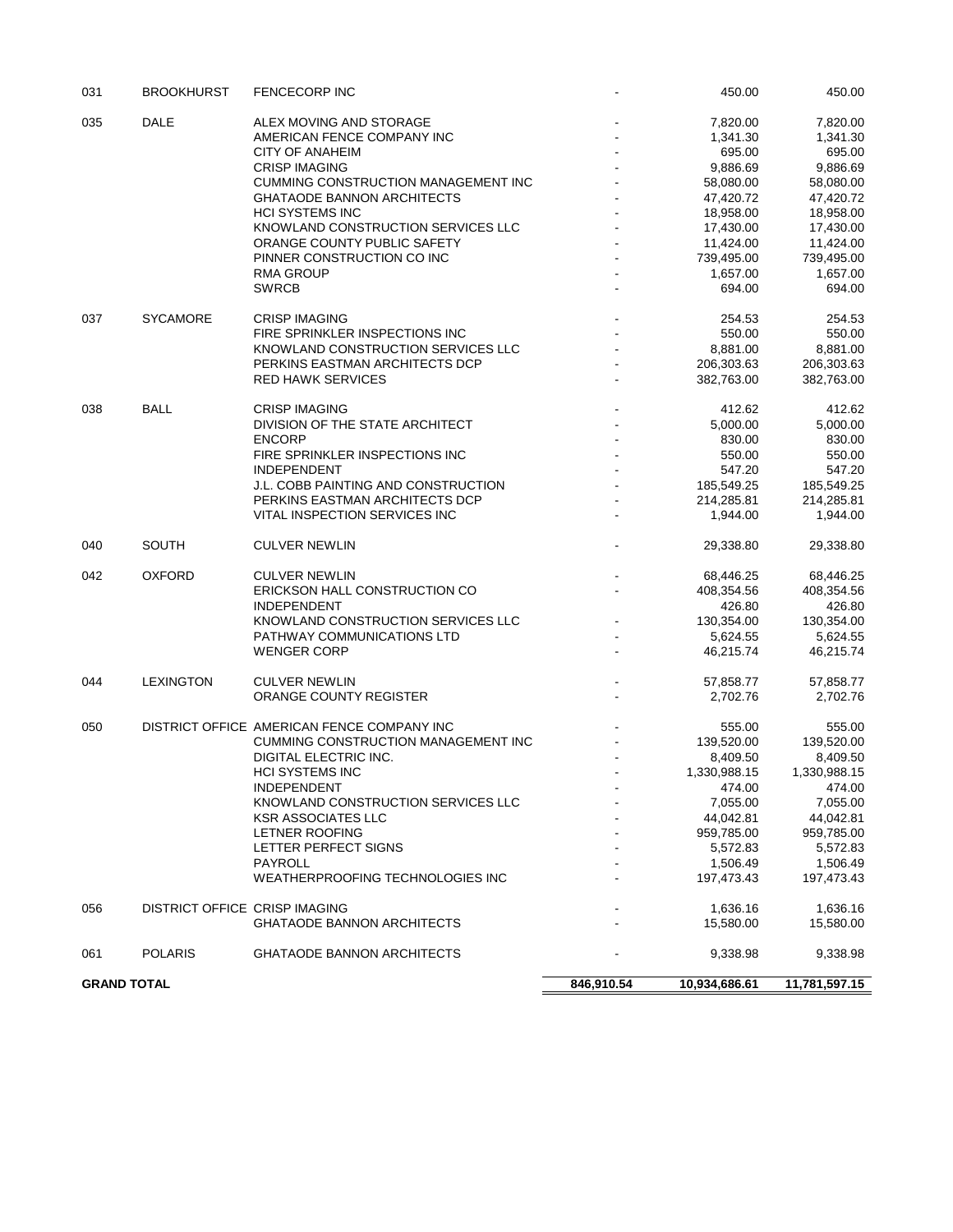| | | | | | |
|---|---|---|---|---|---|
| 031 | BROOKHURST | FENCECORP INC | - | 450.00 | 450.00 |
| 035 | DALE | ALEX MOVING AND STORAGE | - | 7,820.00 | 7,820.00 |
| | | AMERICAN FENCE COMPANY INC | - | 1,341.30 | 1,341.30 |
| | | CITY OF ANAHEIM | - | 695.00 | 695.00 |
| | | CRISP IMAGING | - | 9,886.69 | 9,886.69 |
| | | CUMMING CONSTRUCTION MANAGEMENT INC | - | 58,080.00 | 58,080.00 |
| | | GHATAODE BANNON ARCHITECTS | - | 47,420.72 | 47,420.72 |
| | | HCI SYSTEMS INC | - | 18,958.00 | 18,958.00 |
| | | KNOWLAND CONSTRUCTION SERVICES LLC | - | 17,430.00 | 17,430.00 |
| | | ORANGE COUNTY PUBLIC SAFETY | - | 11,424.00 | 11,424.00 |
| | | PINNER CONSTRUCTION CO INC | - | 739,495.00 | 739,495.00 |
| | | RMA GROUP | - | 1,657.00 | 1,657.00 |
| | | SWRCB | - | 694.00 | 694.00 |
| 037 | SYCAMORE | CRISP IMAGING | - | 254.53 | 254.53 |
| | | FIRE SPRINKLER INSPECTIONS INC | - | 550.00 | 550.00 |
| | | KNOWLAND CONSTRUCTION SERVICES LLC | - | 8,881.00 | 8,881.00 |
| | | PERKINS EASTMAN ARCHITECTS DCP | - | 206,303.63 | 206,303.63 |
| | | RED HAWK SERVICES | - | 382,763.00 | 382,763.00 |
| 038 | BALL | CRISP IMAGING | - | 412.62 | 412.62 |
| | | DIVISION OF THE STATE ARCHITECT | - | 5,000.00 | 5,000.00 |
| | | ENCORP | - | 830.00 | 830.00 |
| | | FIRE SPRINKLER INSPECTIONS INC | - | 550.00 | 550.00 |
| | | INDEPENDENT | - | 547.20 | 547.20 |
| | | J.L. COBB PAINTING AND CONSTRUCTION | - | 185,549.25 | 185,549.25 |
| | | PERKINS EASTMAN ARCHITECTS DCP | - | 214,285.81 | 214,285.81 |
| | | VITAL INSPECTION SERVICES INC | - | 1,944.00 | 1,944.00 |
| 040 | SOUTH | CULVER NEWLIN | - | 29,338.80 | 29,338.80 |
| 042 | OXFORD | CULVER NEWLIN | - | 68,446.25 | 68,446.25 |
| | | ERICKSON HALL CONSTRUCTION CO | - | 408,354.56 | 408,354.56 |
| | | INDEPENDENT | | 426.80 | 426.80 |
| | | KNOWLAND CONSTRUCTION SERVICES LLC | - | 130,354.00 | 130,354.00 |
| | | PATHWAY COMMUNICATIONS LTD | - | 5,624.55 | 5,624.55 |
| | | WENGER CORP | - | 46,215.74 | 46,215.74 |
| 044 | LEXINGTON | CULVER NEWLIN | - | 57,858.77 | 57,858.77 |
| | | ORANGE COUNTY REGISTER | - | 2,702.76 | 2,702.76 |
| 050 | DISTRICT OFFICE | AMERICAN FENCE COMPANY INC | - | 555.00 | 555.00 |
| | | CUMMING CONSTRUCTION MANAGEMENT INC | - | 139,520.00 | 139,520.00 |
| | | DIGITAL ELECTRIC INC. | - | 8,409.50 | 8,409.50 |
| | | HCI SYSTEMS INC | - | 1,330,988.15 | 1,330,988.15 |
| | | INDEPENDENT | - | 474.00 | 474.00 |
| | | KNOWLAND CONSTRUCTION SERVICES LLC | - | 7,055.00 | 7,055.00 |
| | | KSR ASSOCIATES LLC | - | 44,042.81 | 44,042.81 |
| | | LETNER ROOFING | - | 959,785.00 | 959,785.00 |
| | | LETTER PERFECT SIGNS | - | 5,572.83 | 5,572.83 |
| | | PAYROLL | - | 1,506.49 | 1,506.49 |
| | | WEATHERPROOFING TECHNOLOGIES INC | - | 197,473.43 | 197,473.43 |
| 056 | DISTRICT OFFICE | CRISP IMAGING | - | 1,636.16 | 1,636.16 |
| | | GHATAODE BANNON ARCHITECTS | - | 15,580.00 | 15,580.00 |
| 061 | POLARIS | GHATAODE BANNON ARCHITECTS | - | 9,338.98 | 9,338.98 |
| **GRAND TOTAL** | | | **846,910.54** | **10,934,686.61** | **11,781,597.15** |